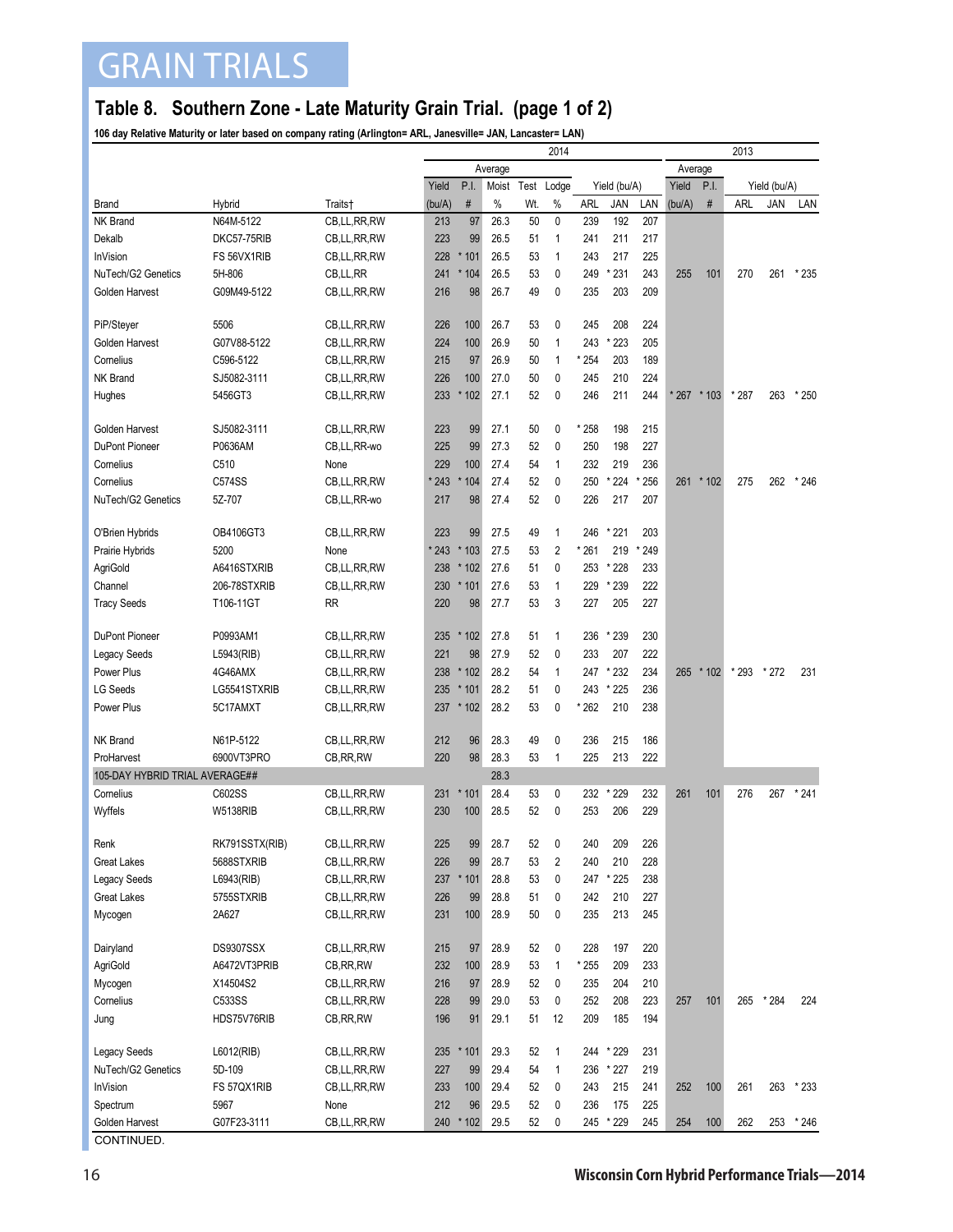# GRAIN TRIALS

## Table 8. Southern Zone - Late Maturity Grain Trial. (page 1 of 2)

**106 day Relative Maturity or later based on company rating (Arlington= ARL, Janesville= JAN, Lancaster= LAN)**

| | | | 2014 | | | | | | | | 2013 | | | | |
|---|---|---|---|---|---|---|---|---|---|---|---|---|---|---|---|
| | | | Average | | | | | | | | Average | | | | |
| | | | Yield | P.I. | Moist | Test | Lodge | Yield (bu/A) | | | Yield | P.I. | Yield (bu/A) | | |
| Brand | Hybrid | Traits† | (bu/A) | # | % | Wt. | % | ARL | JAN | LAN | (bu/A) | # | ARL | JAN | LAN |
| NK Brand | N64M-5122 | CB,LL,RR,RW | 213 | 97 | 26.3 | 50 | 0 | 239 | 192 | 207 | | | | | |
| Dekalb | DKC57-75RIB | CB,LL,RR,RW | 223 | 99 | 26.5 | 51 | 1 | 241 | 211 | 217 | | | | | |
| InVision | FS 56VX1RIB | CB,LL,RR,RW | 228 | * 101 | 26.5 | 53 | 1 | 243 | 217 | 225 | | | | | |
| NuTech/G2 Genetics | 5H-806 | CB,LL,RR | 241 | * 104 | 26.5 | 53 | 0 | 249 | * 231 | 243 | 255 | 101 | 270 | 261 | * 235 |
| Golden Harvest | G09M49-5122 | CB,LL,RR,RW | 216 | 98 | 26.7 | 49 | 0 | 235 | 203 | 209 | | | | | |
| PiP/Steyer | 5506 | CB,LL,RR,RW | 226 | 100 | 26.7 | 53 | 0 | 245 | 208 | 224 | | | | | |
| Golden Harvest | G07V88-5122 | CB,LL,RR,RW | 224 | 100 | 26.9 | 50 | 1 | 243 | * 223 | 205 | | | | | |
| Cornelius | C596-5122 | CB,LL,RR,RW | 215 | 97 | 26.9 | 50 | 1 | * 254 | 203 | 189 | | | | | |
| NK Brand | SJ5082-3111 | CB,LL,RR,RW | 226 | 100 | 27.0 | 50 | 0 | 245 | 210 | 224 | | | | | |
| Hughes | 5456GT3 | CB,LL,RR,RW | 233 | * 102 | 27.1 | 52 | 0 | 246 | 211 | 244 | * 267 | * 103 | * 287 | 263 | * 250 |
| Golden Harvest | SJ5082-3111 | CB,LL,RR,RW | 223 | 99 | 27.1 | 50 | 0 | * 258 | 198 | 215 | | | | | |
| DuPont Pioneer | P0636AM | CB,LL,RR-wo | 225 | 99 | 27.3 | 52 | 0 | 250 | 198 | 227 | | | | | |
| Cornelius | C510 | None | 229 | 100 | 27.4 | 54 | 1 | 232 | 219 | 236 | | | | | |
| Cornelius | C574SS | CB,LL,RR,RW | * 243 | * 104 | 27.4 | 52 | 0 | 250 | * 224 | * 256 | 261 | * 102 | 275 | 262 | * 246 |
| NuTech/G2 Genetics | 5Z-707 | CB,LL,RR-wo | 217 | 98 | 27.4 | 52 | 0 | 226 | 217 | 207 | | | | | |
| O'Brien Hybrids | OB4106GT3 | CB,LL,RR,RW | 223 | 99 | 27.5 | 49 | 1 | 246 | * 221 | 203 | | | | | |
| Prairie Hybrids | 5200 | None | * 243 | * 103 | 27.5 | 53 | 2 | * 261 | 219 | * 249 | | | | | |
| AgriGold | A6416STXRIB | CB,LL,RR,RW | 238 | * 102 | 27.6 | 51 | 0 | 253 | * 228 | 233 | | | | | |
| Channel | 206-78STXRIB | CB,LL,RR,RW | 230 | * 101 | 27.6 | 53 | 1 | 229 | * 239 | 222 | | | | | |
| Tracy Seeds | T106-11GT | RR | 220 | 98 | 27.7 | 53 | 3 | 227 | 205 | 227 | | | | | |
| DuPont Pioneer | P0993AM1 | CB,LL,RR,RW | 235 | * 102 | 27.8 | 51 | 1 | 236 | * 239 | 230 | | | | | |
| Legacy Seeds | L5943(RIB) | CB,LL,RR,RW | 221 | 98 | 27.9 | 52 | 0 | 233 | 207 | 222 | | | | | |
| Power Plus | 4G46AMX | CB,LL,RR,RW | 238 | * 102 | 28.2 | 54 | 1 | 247 | * 232 | 234 | 265 | * 102 | * 293 | * 272 | 231 |
| LG Seeds | LG5541STXRIB | CB,LL,RR,RW | 235 | * 101 | 28.2 | 51 | 0 | 243 | * 225 | 236 | | | | | |
| Power Plus | 5C17AMXT | CB,LL,RR,RW | 237 | * 102 | 28.2 | 53 | 0 | * 262 | 210 | 238 | | | | | |
| NK Brand | N61P-5122 | CB,LL,RR,RW | 212 | 96 | 28.3 | 49 | 0 | 236 | 215 | 186 | | | | | |
| ProHarvest | 6900VT3PRO | CB,RR,RW | 220 | 98 | 28.3 | 53 | 1 | 225 | 213 | 222 | | | | | |
| 105-DAY HYBRID TRIAL AVERAGE## | | | | | 28.3 | | | | | | | | | | |
| Cornelius | C602SS | CB,LL,RR,RW | 231 | * 101 | 28.4 | 53 | 0 | 232 | * 229 | 232 | 261 | 101 | 276 | 267 | * 241 |
| Wyffels | W5138RIB | CB,LL,RR,RW | 230 | 100 | 28.5 | 52 | 0 | 253 | 206 | 229 | | | | | |
| Renk | RK791SSTX(RIB) | CB,LL,RR,RW | 225 | 99 | 28.7 | 52 | 0 | 240 | 209 | 226 | | | | | |
| Great Lakes | 5688STXRIB | CB,LL,RR,RW | 226 | 99 | 28.7 | 53 | 2 | 240 | 210 | 228 | | | | | |
| Legacy Seeds | L6943(RIB) | CB,LL,RR,RW | 237 | * 101 | 28.8 | 53 | 0 | 247 | * 225 | 238 | | | | | |
| Great Lakes | 5755STXRIB | CB,LL,RR,RW | 226 | 99 | 28.8 | 51 | 0 | 242 | 210 | 227 | | | | | |
| Mycogen | 2A627 | CB,LL,RR,RW | 231 | 100 | 28.9 | 50 | 0 | 235 | 213 | 245 | | | | | |
| Dairyland | DS9307SSX | CB,LL,RR,RW | 215 | 97 | 28.9 | 52 | 0 | 228 | 197 | 220 | | | | | |
| AgriGold | A6472VT3PRIB | CB,RR,RW | 232 | 100 | 28.9 | 53 | 1 | * 255 | 209 | 233 | | | | | |
| Mycogen | X14504S2 | CB,LL,RR,RW | 216 | 97 | 28.9 | 52 | 0 | 235 | 204 | 210 | | | | | |
| Cornelius | C533SS | CB,LL,RR,RW | 228 | 99 | 29.0 | 53 | 0 | 252 | 208 | 223 | 257 | 101 | 265 | * 284 | 224 |
| Jung | HDS75V76RIB | CB,RR,RW | 196 | 91 | 29.1 | 51 | 12 | 209 | 185 | 194 | | | | | |
| Legacy Seeds | L6012(RIB) | CB,LL,RR,RW | 235 | * 101 | 29.3 | 52 | 1 | 244 | * 229 | 231 | | | | | |
| NuTech/G2 Genetics | 5D-109 | CB,LL,RR,RW | 227 | 99 | 29.4 | 54 | 1 | 236 | * 227 | 219 | | | | | |
| InVision | FS 57QX1RIB | CB,LL,RR,RW | 233 | 100 | 29.4 | 52 | 0 | 243 | 215 | 241 | 252 | 100 | 261 | 263 | * 233 |
| Spectrum | 5967 | None | 212 | 96 | 29.5 | 52 | 0 | 236 | 175 | 225 | | | | | |
| Golden Harvest | G07F23-3111 | CB,LL,RR,RW | 240 | * 102 | 29.5 | 52 | 0 | 245 | * 229 | 245 | 254 | 100 | 262 | 253 | * 246 |

CONTINUED.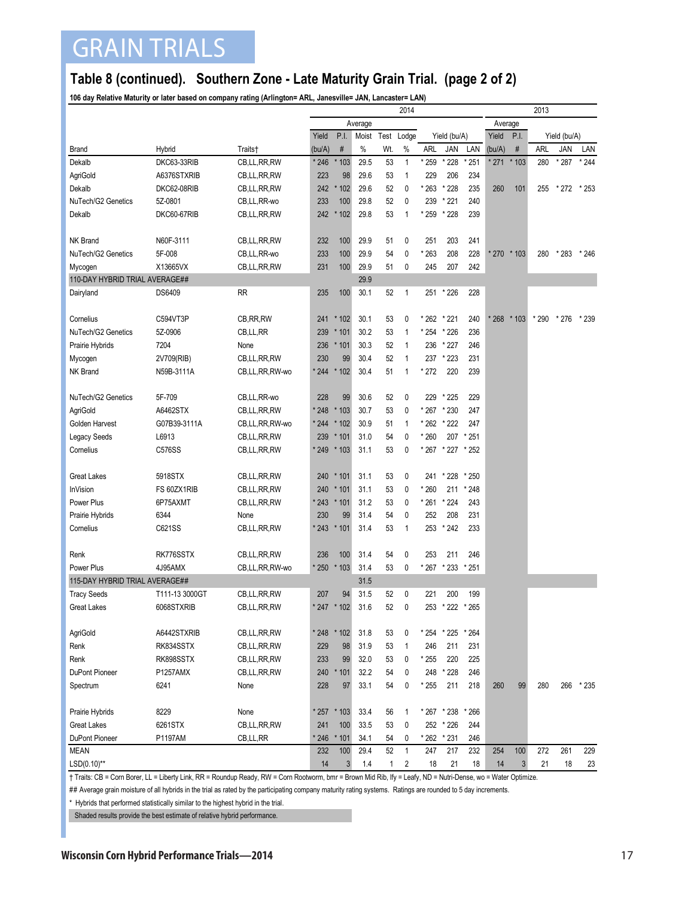# GRAIN TRIALS

## Table 8 (continued). Southern Zone - Late Maturity Grain Trial. (page 2 of 2)

**106 day Relative Maturity or later based on company rating (Arlington= ARL, Janesville= JAN, Lancaster= LAN)**

| | | | 2014 | | | | | | | | 2013 | | | | |
|---|---|---|---|---|---|---|---|---|---|---|---|---|---|---|---|
| | | | Average | | | | | | | | Average | | | | |
| | | | Yield | P.I. | Moist | Test | Lodge | Yield (bu/A) | | | Yield | P.I. | Yield (bu/A) | | |
| Brand | Hybrid | Traits† | (bu/A) | # | % | Wt. | % | ARL | JAN | LAN | (bu/A) | # | ARL | JAN | LAN |
| Dekalb | DKC63-33RIB | CB,LL,RR,RW | * 246 | * 103 | 29.5 | 53 | 1 | * 259 | * 228 | * 251 | * 271 | * 103 | 280 | * 287 | * 244 |
| AgriGold | A6376STXRIB | CB,LL,RR,RW | 223 | 98 | 29.6 | 53 | 1 | 229 | 206 | 234 | | | | | |
| Dekalb | DKC62-08RIB | CB,LL,RR,RW | 242 | * 102 | 29.6 | 52 | 0 | * 263 | * 228 | 235 | 260 | 101 | 255 | * 272 | * 253 |
| NuTech/G2 Genetics | 5Z-0801 | CB,LL,RR-wo | 233 | 100 | 29.8 | 52 | 0 | 239 | * 221 | 240 | | | | | |
| Dekalb | DKC60-67RIB | CB,LL,RR,RW | 242 | * 102 | 29.8 | 53 | 1 | * 259 | * 228 | 239 | | | | | |
| NK Brand | N60F-3111 | CB,LL,RR,RW | 232 | 100 | 29.9 | 51 | 0 | 251 | 203 | 241 | | | | | |
| NuTech/G2 Genetics | 5F-008 | CB,LL,RR-wo | 233 | 100 | 29.9 | 54 | 0 | * 263 | 208 | 228 | * 270 | * 103 | 280 | * 283 | * 246 |
| Mycogen | X13665VX | CB,LL,RR,RW | 231 | 100 | 29.9 | 51 | 0 | 245 | 207 | 242 | | | | | |
| 110-DAY HYBRID TRIAL AVERAGE## | | | | | 29.9 | | | | | | | | | | |
| Dairyland | DS6409 | RR | 235 | 100 | 30.1 | 52 | 1 | 251 | * 226 | 228 | | | | | |
| Cornelius | C594VT3P | CB,RR,RW | 241 | * 102 | 30.1 | 53 | 0 | * 262 | * 221 | 240 | * 268 | * 103 | * 290 | * 276 | * 239 |
| NuTech/G2 Genetics | 5Z-0906 | CB,LL,RR | 239 | * 101 | 30.2 | 53 | 1 | * 254 | * 226 | 236 | | | | | |
| Prairie Hybrids | 7204 | None | 236 | * 101 | 30.3 | 52 | 1 | 236 | * 227 | 246 | | | | | |
| Mycogen | 2V709(RIB) | CB,LL,RR,RW | 230 | 99 | 30.4 | 52 | 1 | 237 | * 223 | 231 | | | | | |
| NK Brand | N59B-3111A | CB,LL,RR,RW-wo | * 244 | * 102 | 30.4 | 51 | 1 | * 272 | 220 | 239 | | | | | |
| NuTech/G2 Genetics | 5F-709 | CB,LL,RR-wo | 228 | 99 | 30.6 | 52 | 0 | 229 | * 225 | 229 | | | | | |
| AgriGold | A6462STX | CB,LL,RR,RW | * 248 | * 103 | 30.7 | 53 | 0 | * 267 | * 230 | 247 | | | | | |
| Golden Harvest | G07B39-3111A | CB,LL,RR,RW-wo | * 244 | * 102 | 30.9 | 51 | 1 | * 262 | * 222 | 247 | | | | | |
| Legacy Seeds | L6913 | CB,LL,RR,RW | 239 | * 101 | 31.0 | 54 | 0 | * 260 | 207 | * 251 | | | | | |
| Cornelius | C576SS | CB,LL,RR,RW | * 249 | * 103 | 31.1 | 53 | 0 | * 267 | * 227 | * 252 | | | | | |
| Great Lakes | 5918STX | CB,LL,RR,RW | 240 | * 101 | 31.1 | 53 | 0 | 241 | * 228 | * 250 | | | | | |
| InVision | FS 60ZX1RIB | CB,LL,RR,RW | 240 | * 101 | 31.1 | 53 | 0 | * 260 | 211 | * 248 | | | | | |
| Power Plus | 6P75AXMT | CB,LL,RR,RW | * 243 | * 101 | 31.2 | 53 | 0 | * 261 | * 224 | 243 | | | | | |
| Prairie Hybrids | 6344 | None | 230 | 99 | 31.4 | 54 | 0 | 252 | 208 | 231 | | | | | |
| Cornelius | C621SS | CB,LL,RR,RW | * 243 | * 101 | 31.4 | 53 | 1 | 253 | * 242 | 233 | | | | | |
| Renk | RK776SSTX | CB,LL,RR,RW | 236 | 100 | 31.4 | 54 | 0 | 253 | 211 | 246 | | | | | |
| Power Plus | 4J95AMX | CB,LL,RR,RW-wo | * 250 | * 103 | 31.4 | 53 | 0 | * 267 | * 233 | * 251 | | | | | |
| 115-DAY HYBRID TRIAL AVERAGE## | | | | | 31.5 | | | | | | | | | | |
| Tracy Seeds | T111-13 3000GT | CB,LL,RR,RW | 207 | 94 | 31.5 | 52 | 0 | 221 | 200 | 199 | | | | | |
| Great Lakes | 6068STXRIB | CB,LL,RR,RW | * 247 | * 102 | 31.6 | 52 | 0 | 253 | * 222 | * 265 | | | | | |
| AgriGold | A6442STXRIB | CB,LL,RR,RW | * 248 | * 102 | 31.8 | 53 | 0 | * 254 | * 225 | * 264 | | | | | |
| Renk | RK834SSTX | CB,LL,RR,RW | 229 | 98 | 31.9 | 53 | 1 | 246 | 211 | 231 | | | | | |
| Renk | RK898SSTX | CB,LL,RR,RW | 233 | 99 | 32.0 | 53 | 0 | * 255 | 220 | 225 | | | | | |
| DuPont Pioneer | P1257AMX | CB,LL,RR,RW | 240 | * 101 | 32.2 | 54 | 0 | 248 | * 228 | 246 | | | | | |
| Spectrum | 6241 | None | 228 | 97 | 33.1 | 54 | 0 | * 255 | 211 | 218 | 260 | 99 | 280 | 266 | * 235 |
| Prairie Hybrids | 8229 | None | * 257 | * 103 | 33.4 | 56 | 1 | * 267 | * 238 | * 266 | | | | | |
| Great Lakes | 6261STX | CB,LL,RR,RW | 241 | 100 | 33.5 | 53 | 0 | 252 | * 226 | 244 | | | | | |
| DuPont Pioneer | P1197AM | CB,LL,RR | * 246 | * 101 | 34.1 | 54 | 0 | * 262 | * 231 | 246 | | | | | |
| MEAN | | | 232 | 100 | 29.4 | 52 | 1 | 247 | 217 | 232 | 254 | 100 | 272 | 261 | 229 |
| LSD(0.10)** | | | 14 | 3 | 1.4 | 1 | 2 | 18 | 21 | 18 | 14 | 3 | 21 | 18 | 23 |

† Traits: CB = Corn Borer, LL = Liberty Link, RR = Roundup Ready, RW = Corn Rootworm, bmr = Brown Mid Rib, lfy = Leafy, ND = Nutri-Dense, wo = Water Optimize.

## Average grain moisture of all hybrids in the trial as rated by the participating company maturity rating systems. Ratings are rounded to 5 day increments.

\* Hybrids that performed statistically similar to the highest hybrid in the trial.

Shaded results provide the best estimate of relative hybrid performance.

**Wisconsin Corn Hybrid Performance Trials—2014**